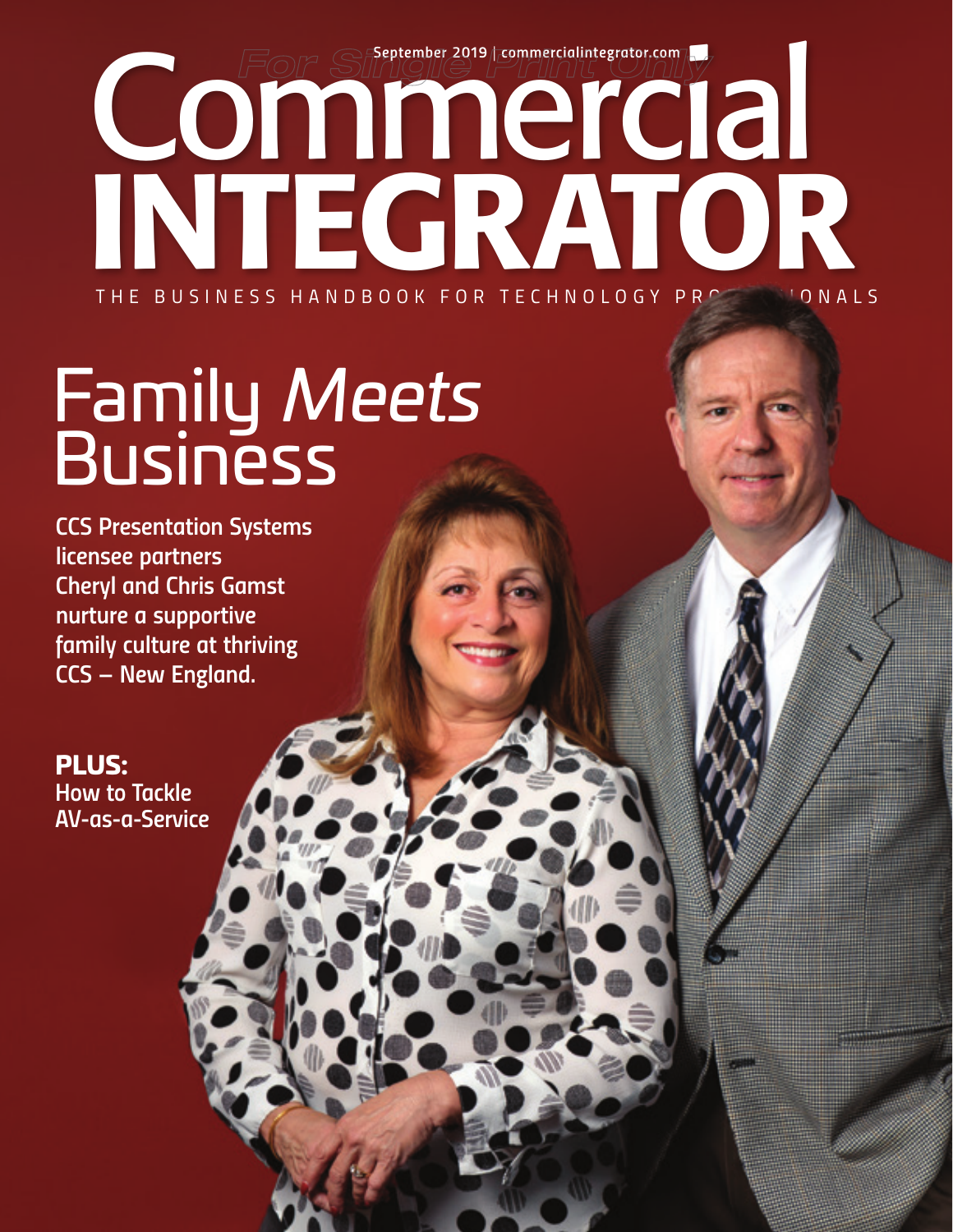September 2019 | commercialintegrator.com

# Commercial INTEGRATOR

THE BUSINESS HANDBOOK FOR TECHNOLOGY PROFESSIONALS

## Family *Meets* Business

**CCS Presentation Systems licensee partners Cheryl and Chris Gamst nurture a supportive family culture at thriving CCS – New England.**

**PLUS:**
**How to Tackle AV-as-a-Service**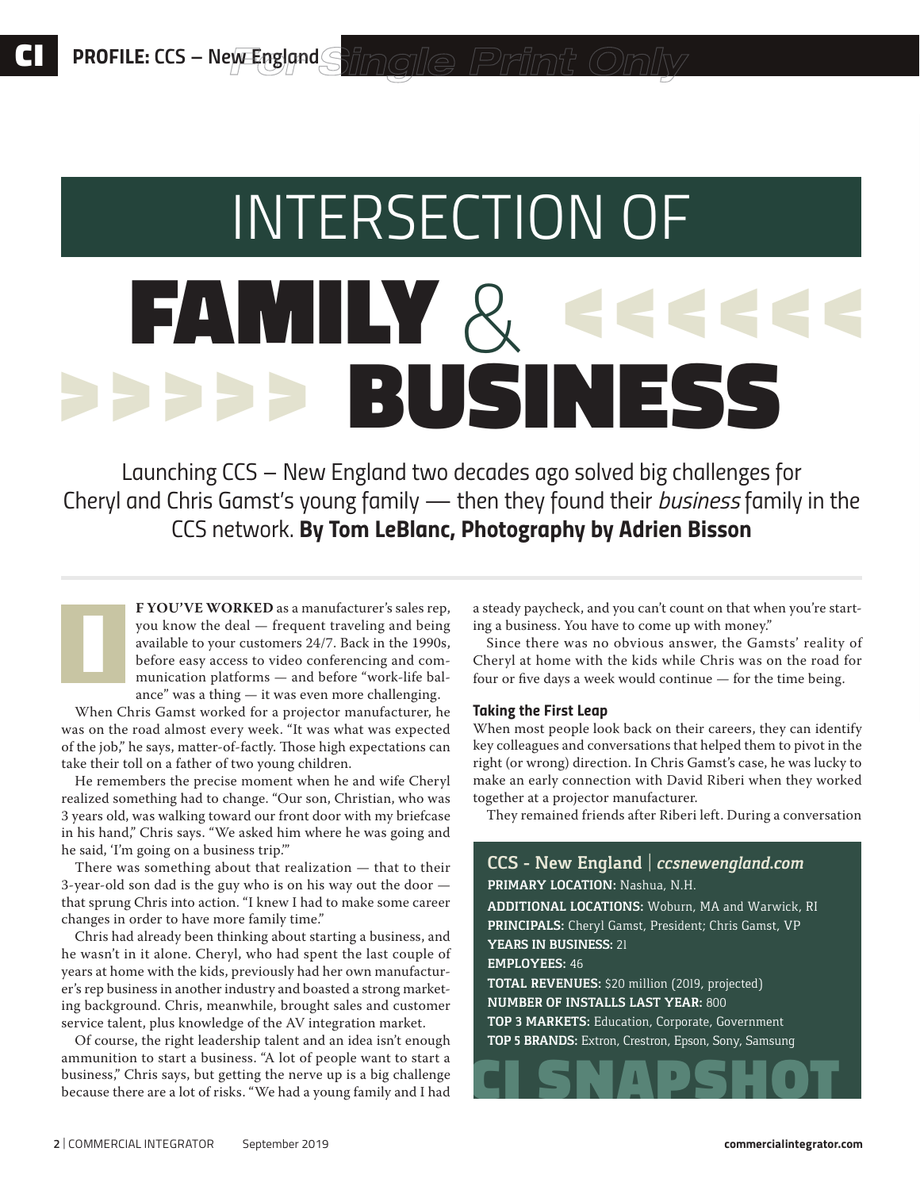# INTERSECTION OF FAMILY & BUSINESS

Launching CCS – New England two decades ago solved big challenges for Cheryl and Chris Gamst's young family — then they found their *business* family in the CCS network. **By Tom LeBlanc, Photography by Adrien Bisson**

**IF YOU'VE WORKED** as a manufacturer's sales rep, you know the deal — frequent traveling and being available to your customers 24/7. Back in the 1990s, before easy access to video conferencing and communication platforms — and before "work-life balance" was a thing — it was even more challenging.

When Chris Gamst worked for a projector manufacturer, he was on the road almost every week. "It was what was expected of the job," he says, matter-of-factly. Those high expectations can take their toll on a father of two young children.

He remembers the precise moment when he and wife Cheryl realized something had to change. "Our son, Christian, who was 3 years old, was walking toward our front door with my briefcase in his hand," Chris says. "We asked him where he was going and he said, 'I'm going on a business trip.'"

There was something about that realization — that to their 3-year-old son dad is the guy who is on his way out the door — that sprung Chris into action. "I knew I had to make some career changes in order to have more family time."

Chris had already been thinking about starting a business, and he wasn't in it alone. Cheryl, who had spent the last couple of years at home with the kids, previously had her own manufacturer's rep business in another industry and boasted a strong marketing background. Chris, meanwhile, brought sales and customer service talent, plus knowledge of the AV integration market.

Of course, the right leadership talent and an idea isn't enough ammunition to start a business. "A lot of people want to start a business," Chris says, but getting the nerve up is a big challenge because there are a lot of risks. "We had a young family and I had a steady paycheck, and you can't count on that when you're starting a business. You have to come up with money."

Since there was no obvious answer, the Gamsts' reality of Cheryl at home with the kids while Chris was on the road for four or five days a week would continue — for the time being.

### Taking the First Leap

When most people look back on their careers, they can identify key colleagues and conversations that helped them to pivot in the right (or wrong) direction. In Chris Gamst's case, he was lucky to make an early connection with David Riberi when they worked together at a projector manufacturer.

They remained friends after Riberi left. During a conversation

---

**CI SNAPSHOT**

**CCS - New England** | *ccsnewengland.com*

**PRIMARY LOCATION:** Nashua, N.H.

**ADDITIONAL LOCATIONS:** Woburn, MA and Warwick, RI

**PRINCIPALS:** Cheryl Gamst, President; Chris Gamst, VP

**YEARS IN BUSINESS:** 21

**EMPLOYEES:** 46

**TOTAL REVENUES:** $20 million (2019, projected)

**NUMBER OF INSTALLS LAST YEAR:** 800

**TOP 3 MARKETS:** Education, Corporate, Government

**TOP 5 BRANDS:** Extron, Crestron, Epson, Sony, Samsung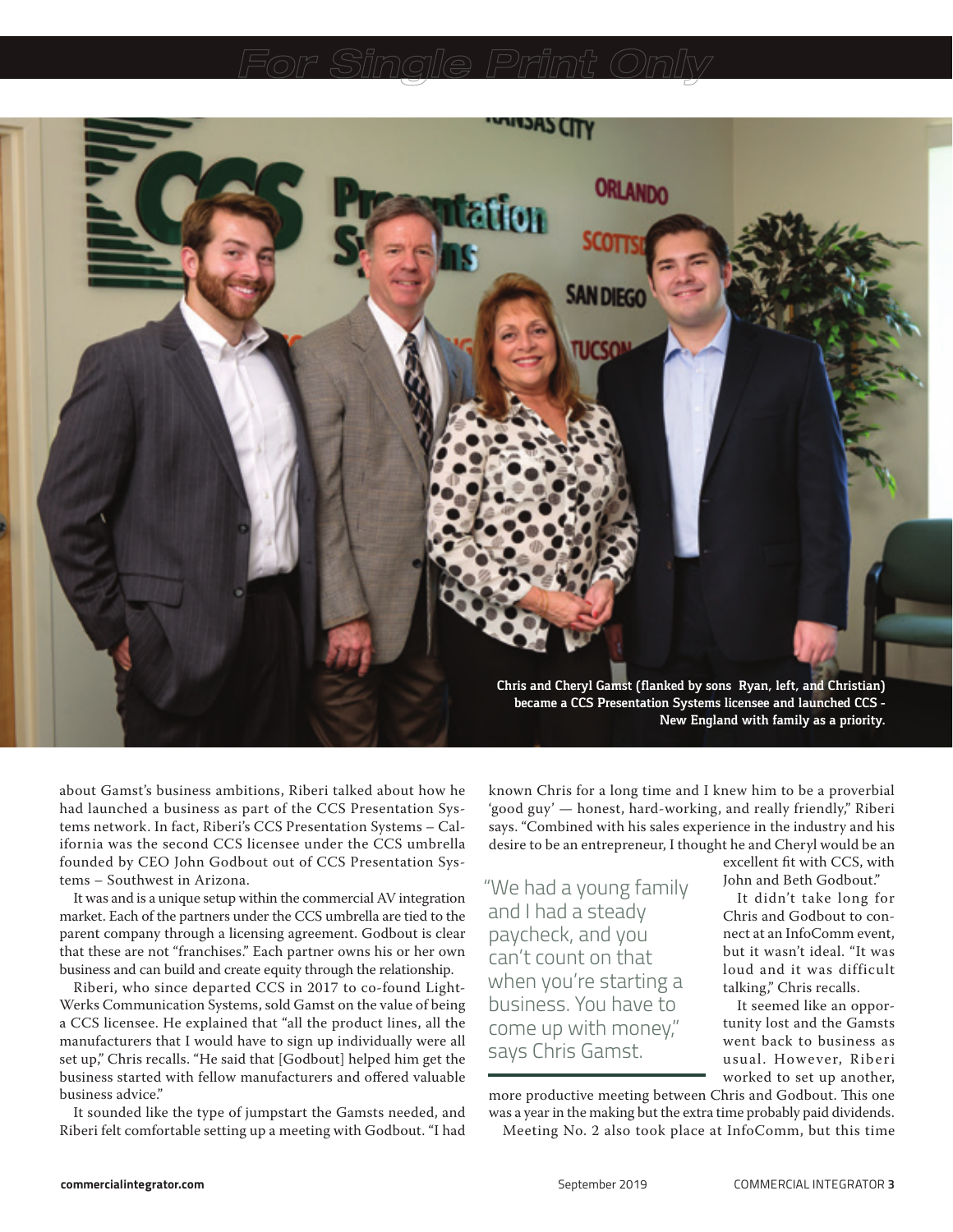Chris and Cheryl Gamst (flanked by sons Ryan, left, and Christian) became a CCS Presentation Systems licensee and launched CCS - New England with family as a priority.

about Gamst's business ambitions, Riberi talked about how he had launched a business as part of the CCS Presentation Systems network. In fact, Riberi's CCS Presentation Systems – California was the second CCS licensee under the CCS umbrella founded by CEO John Godbout out of CCS Presentation Systems – Southwest in Arizona.

It was and is a unique setup within the commercial AV integration market. Each of the partners under the CCS umbrella are tied to the parent company through a licensing agreement. Godbout is clear that these are not "franchises." Each partner owns his or her own business and can build and create equity through the relationship.

Riberi, who since departed CCS in 2017 to co-found LightWerks Communication Systems, sold Gamst on the value of being a CCS licensee. He explained that "all the product lines, all the manufacturers that I would have to sign up individually were all set up," Chris recalls. "He said that [Godbout] helped him get the business started with fellow manufacturers and offered valuable business advice."

It sounded like the type of jumpstart the Gamsts needed, and Riberi felt comfortable setting up a meeting with Godbout. "I had known Chris for a long time and I knew him to be a proverbial 'good guy' — honest, hard-working, and really friendly," Riberi says. "Combined with his sales experience in the industry and his desire to be an entrepreneur, I thought he and Cheryl would be an excellent fit with CCS, with John and Beth Godbout."

> "We had a young family and I had a steady paycheck, and you can't count on that when you're starting a business. You have to come up with money," says Chris Gamst.

It didn't take long for Chris and Godbout to connect at an InfoComm event, but it wasn't ideal. "It was loud and it was difficult talking," Chris recalls.

It seemed like an opportunity lost and the Gamsts went back to business as usual. However, Riberi worked to set up another, more productive meeting between Chris and Godbout. This one was a year in the making but the extra time probably paid dividends.

Meeting No. 2 also took place at InfoComm, but this time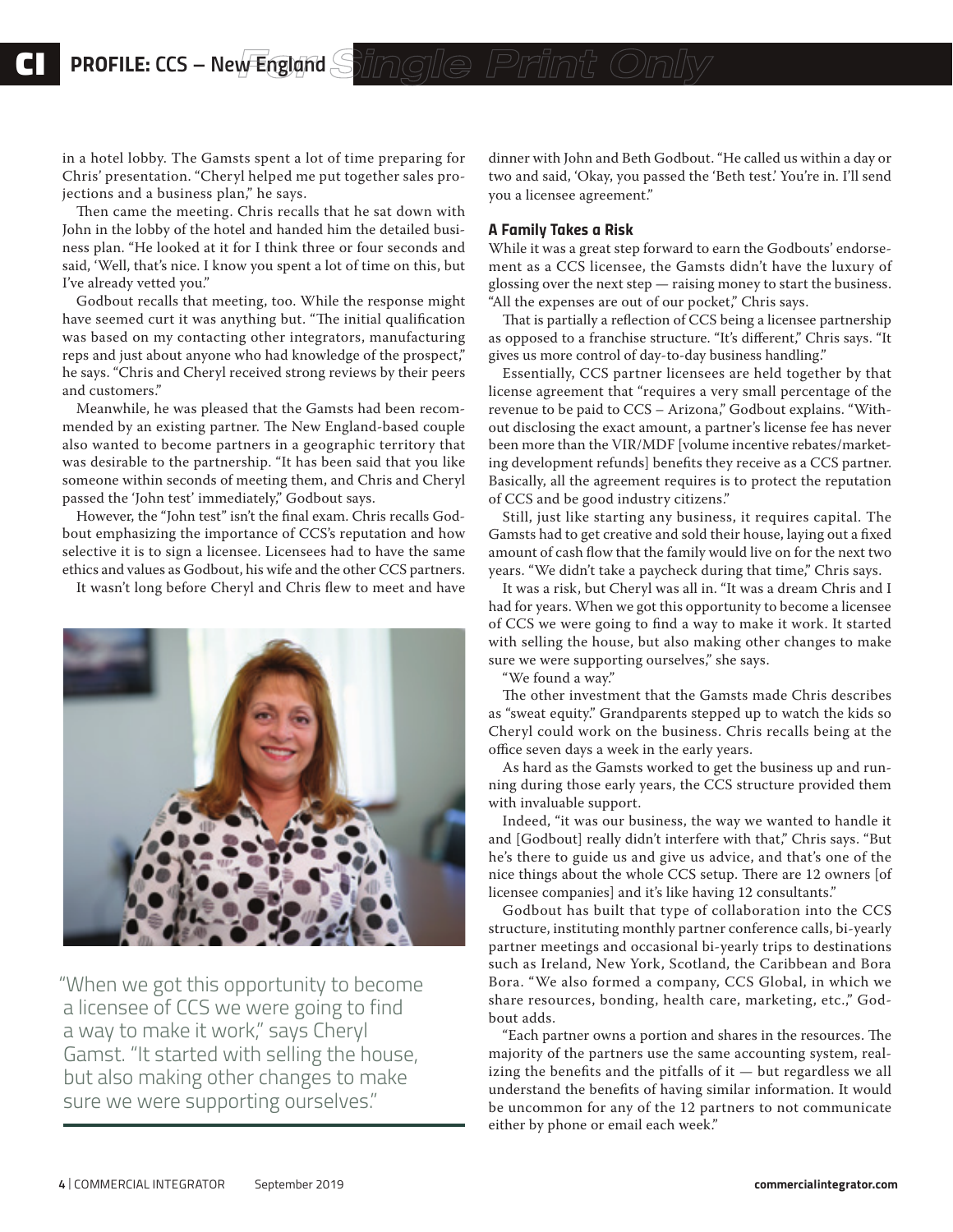in a hotel lobby. The Gamsts spent a lot of time preparing for Chris' presentation. "Cheryl helped me put together sales projections and a business plan," he says.

Then came the meeting. Chris recalls that he sat down with John in the lobby of the hotel and handed him the detailed business plan. "He looked at it for I think three or four seconds and said, 'Well, that's nice. I know you spent a lot of time on this, but I've already vetted you.'"

Godbout recalls that meeting, too. While the response might have seemed curt it was anything but. "The initial qualification was based on my contacting other integrators, manufacturing reps and just about anyone who had knowledge of the prospect," he says. "Chris and Cheryl received strong reviews by their peers and customers."

Meanwhile, he was pleased that the Gamsts had been recommended by an existing partner. The New England-based couple also wanted to become partners in a geographic territory that was desirable to the partnership. "It has been said that you like someone within seconds of meeting them, and Chris and Cheryl passed the 'John test' immediately," Godbout says.

However, the "John test" isn't the final exam. Chris recalls Godbout emphasizing the importance of CCS's reputation and how selective it is to sign a licensee. Licensees had to have the same ethics and values as Godbout, his wife and the other CCS partners.

It wasn't long before Cheryl and Chris flew to meet and have dinner with John and Beth Godbout. "He called us within a day or two and said, 'Okay, you passed the 'Beth test.' You're in. I'll send you a licensee agreement."

"When we got this opportunity to become a licensee of CCS we were going to find a way to make it work," says Cheryl Gamst. "It started with selling the house, but also making other changes to make sure we were supporting ourselves."

### A Family Takes a Risk

While it was a great step forward to earn the Godbouts' endorsement as a CCS licensee, the Gamsts didn't have the luxury of glossing over the next step — raising money to start the business. "All the expenses are out of our pocket," Chris says.

That is partially a reflection of CCS being a licensee partnership as opposed to a franchise structure. "It's different," Chris says. "It gives us more control of day-to-day business handling."

Essentially, CCS partner licensees are held together by that license agreement that "requires a very small percentage of the revenue to be paid to CCS – Arizona," Godbout explains. "Without disclosing the exact amount, a partner's license fee has never been more than the VIR/MDF [volume incentive rebates/marketing development refunds] benefits they receive as a CCS partner. Basically, all the agreement requires is to protect the reputation of CCS and be good industry citizens."

Still, just like starting any business, it requires capital. The Gamsts had to get creative and sold their house, laying out a fixed amount of cash flow that the family would live on for the next two years. "We didn't take a paycheck during that time," Chris says.

It was a risk, but Cheryl was all in. "It was a dream Chris and I had for years. When we got this opportunity to become a licensee of CCS we were going to find a way to make it work. It started with selling the house, but also making other changes to make sure we were supporting ourselves," she says.

"We found a way."

The other investment that the Gamsts made Chris describes as "sweat equity." Grandparents stepped up to watch the kids so Cheryl could work on the business. Chris recalls being at the office seven days a week in the early years.

As hard as the Gamsts worked to get the business up and running during those early years, the CCS structure provided them with invaluable support.

Indeed, "it was our business, the way we wanted to handle it and [Godbout] really didn't interfere with that," Chris says. "But he's there to guide us and give us advice, and that's one of the nice things about the whole CCS setup. There are 12 owners [of licensee companies] and it's like having 12 consultants."

Godbout has built that type of collaboration into the CCS structure, instituting monthly partner conference calls, bi-yearly partner meetings and occasional bi-yearly trips to destinations such as Ireland, New York, Scotland, the Caribbean and Bora Bora. "We also formed a company, CCS Global, in which we share resources, bonding, health care, marketing, etc.," Godbout adds.

"Each partner owns a portion and shares in the resources. The majority of the partners use the same accounting system, realizing the benefits and the pitfalls of it — but regardless we all understand the benefits of having similar information. It would be uncommon for any of the 12 partners to not communicate either by phone or email each week."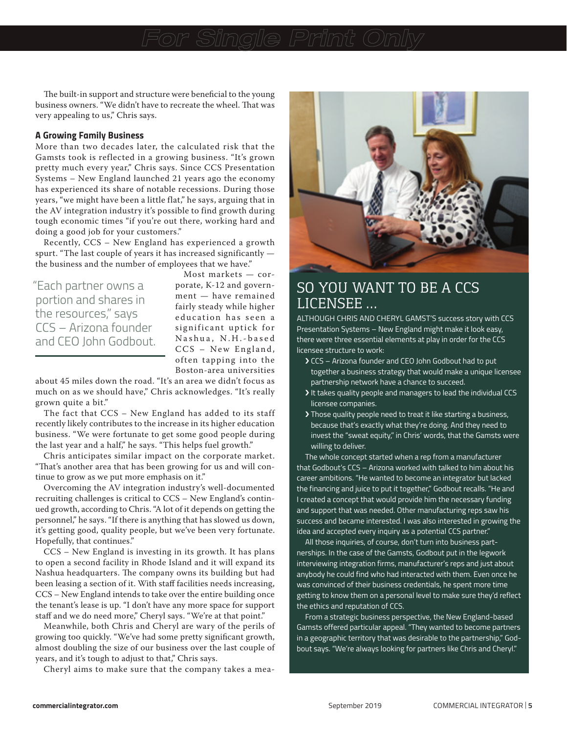The built-in support and structure were beneficial to the young business owners. "We didn't have to recreate the wheel. That was very appealing to us," Chris says.

### A Growing Family Business

More than two decades later, the calculated risk that the Gamsts took is reflected in a growing business. "It's grown pretty much every year," Chris says. Since CCS Presentation Systems – New England launched 21 years ago the economy has experienced its share of notable recessions. During those years, "we might have been a little flat," he says, arguing that in the AV integration industry it's possible to find growth during tough economic times "if you're out there, working hard and doing a good job for your customers."

Recently, CCS – New England has experienced a growth spurt. "The last couple of years it has increased significantly — the business and the number of employees that we have."

> "Each partner owns a portion and shares in the resources," says CCS – Arizona founder and CEO John Godbout.

Most markets — corporate, K-12 and government — have remained fairly steady while higher education has seen a significant uptick for Nashua, N.H.-based CCS – New England, often tapping into the Boston-area universities about 45 miles down the road. "It's an area we didn't focus as much on as we should have," Chris acknowledges. "It's really grown quite a bit."

The fact that CCS – New England has added to its staff recently likely contributes to the increase in its higher education business. "We were fortunate to get some good people during the last year and a half," he says. "This helps fuel growth."

Chris anticipates similar impact on the corporate market. "That's another area that has been growing for us and will continue to grow as we put more emphasis on it."

Overcoming the AV integration industry's well-documented recruiting challenges is critical to CCS – New England's continued growth, according to Chris. "A lot of it depends on getting the personnel," he says. "If there is anything that has slowed us down, it's getting good, quality people, but we've been very fortunate. Hopefully, that continues."

CCS – New England is investing in its growth. It has plans to open a second facility in Rhode Island and it will expand its Nashua headquarters. The company owns its building but had been leasing a section of it. With staff facilities needs increasing, CCS – New England intends to take over the entire building once the tenant's lease is up. "I don't have any more space for support staff and we do need more," Cheryl says. "We're at that point."

Meanwhile, both Chris and Cheryl are wary of the perils of growing too quickly. "We've had some pretty significant growth, almost doubling the size of our business over the last couple of years, and it's tough to adjust to that," Chris says.

Cheryl aims to make sure that the company takes a mea-

## SO YOU WANT TO BE A CCS LICENSEE ...

ALTHOUGH CHRIS AND CHERYL GAMST'S success story with CCS Presentation Systems – New England might make it look easy, there were three essential elements at play in order for the CCS licensee structure to work:

- CCS – Arizona founder and CEO John Godbout had to put together a business strategy that would make a unique licensee partnership network have a chance to succeed.
- It takes quality people and managers to lead the individual CCS licensee companies.
- Those quality people need to treat it like starting a business, because that's exactly what they're doing. And they need to invest the "sweat equity," in Chris' words, that the Gamsts were willing to deliver.

The whole concept started when a rep from a manufacturer that Godbout's CCS – Arizona worked with talked to him about his career ambitions. "He wanted to become an integrator but lacked the financing and juice to put it together," Godbout recalls. "He and I created a concept that would provide him the necessary funding and support that was needed. Other manufacturing reps saw his success and became interested. I was also interested in growing the idea and accepted every inquiry as a potential CCS partner."

All those inquiries, of course, don't turn into business partnerships. In the case of the Gamsts, Godbout put in the legwork interviewing integration firms, manufacturer's reps and just about anybody he could find who had interacted with them. Even once he was convinced of their business credentials, he spent more time getting to know them on a personal level to make sure they'd reflect the ethics and reputation of CCS.

From a strategic business perspective, the New England-based Gamsts offered particular appeal. "They wanted to become partners in a geographic territory that was desirable to the partnership," Godbout says. "We're always looking for partners like Chris and Cheryl."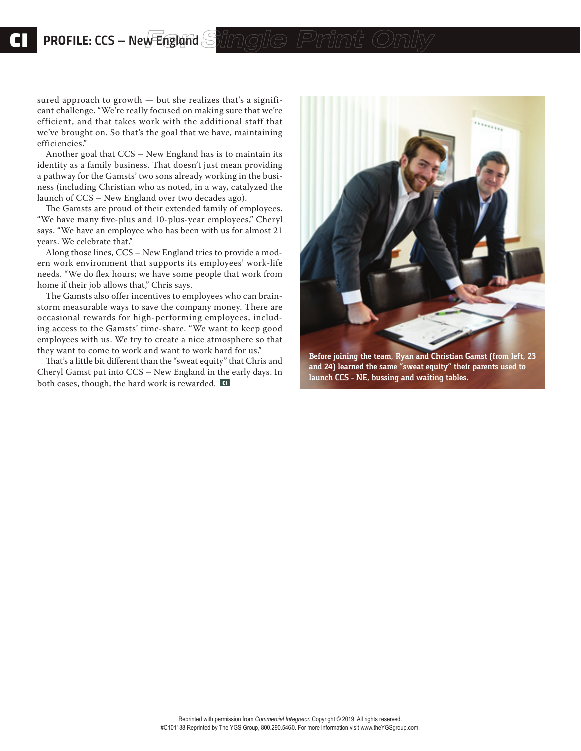sured approach to growth — but she realizes that's a significant challenge. "We're really focused on making sure that we're efficient, and that takes work with the additional staff that we've brought on. So that's the goal that we have, maintaining efficiencies."

Another goal that CCS – New England has is to maintain its identity as a family business. That doesn't just mean providing a pathway for the Gamsts' two sons already working in the business (including Christian who as noted, in a way, catalyzed the launch of CCS – New England over two decades ago).

The Gamsts are proud of their extended family of employees. "We have many five-plus and 10-plus-year employees," Cheryl says. "We have an employee who has been with us for almost 21 years. We celebrate that."

Along those lines, CCS – New England tries to provide a modern work environment that supports its employees' work-life needs. "We do flex hours; we have some people that work from home if their job allows that," Chris says.

The Gamsts also offer incentives to employees who can brainstorm measurable ways to save the company money. There are occasional rewards for high-performing employees, including access to the Gamsts' time-share. "We want to keep good employees with us. We try to create a nice atmosphere so that they want to come to work and want to work hard for us."

That's a little bit different than the "sweat equity" that Chris and Cheryl Gamst put into CCS – New England in the early days. In both cases, though, the hard work is rewarded.

**Before joining the team, Ryan and Christian Gamst (from left, 23 and 24) learned the same "sweat equity" their parents used to launch CCS - NE, bussing and waiting tables.**

Reprinted with permission from *Commercial Integrator.* Copyright © 2019. All rights reserved.
#C101138 Reprinted by The YGS Group, 800.290.5460. For more information visit www.theYGSgroup.com.